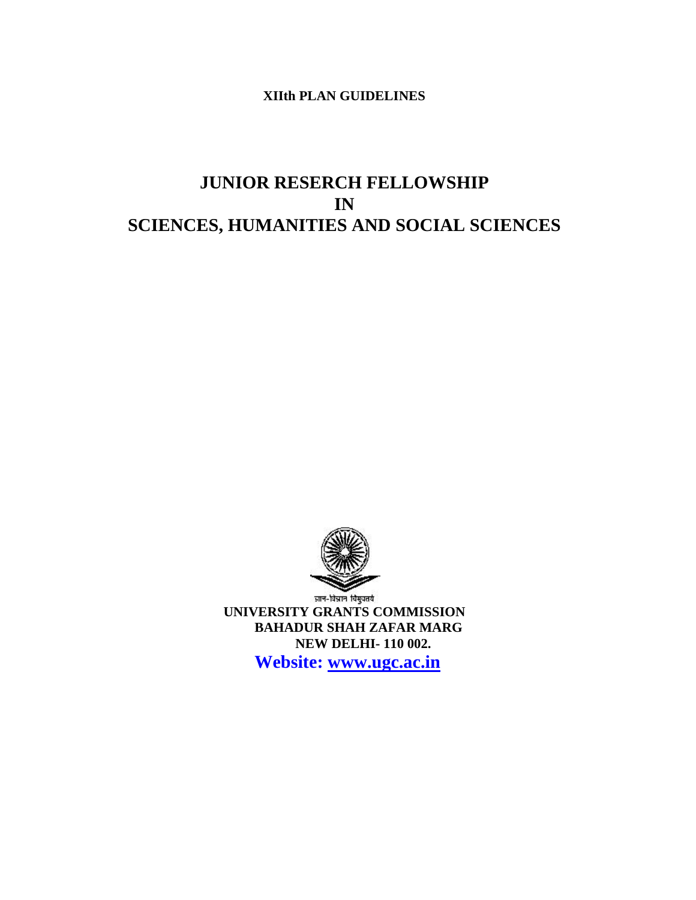**XIIth PLAN GUIDELINES**

# JUNIOR RESERCH FELLOWSHIP
# IN
# SCIENCES, HUMANITIES AND SOCIAL SCIENCES

ज्ञान-विज्ञान विमुक्तये

**UNIVERSITY GRANTS COMMISSION**
**BAHADUR SHAH ZAFAR MARG**
**NEW DELHI- 110 002.**

**Website: www.ugc.ac.in**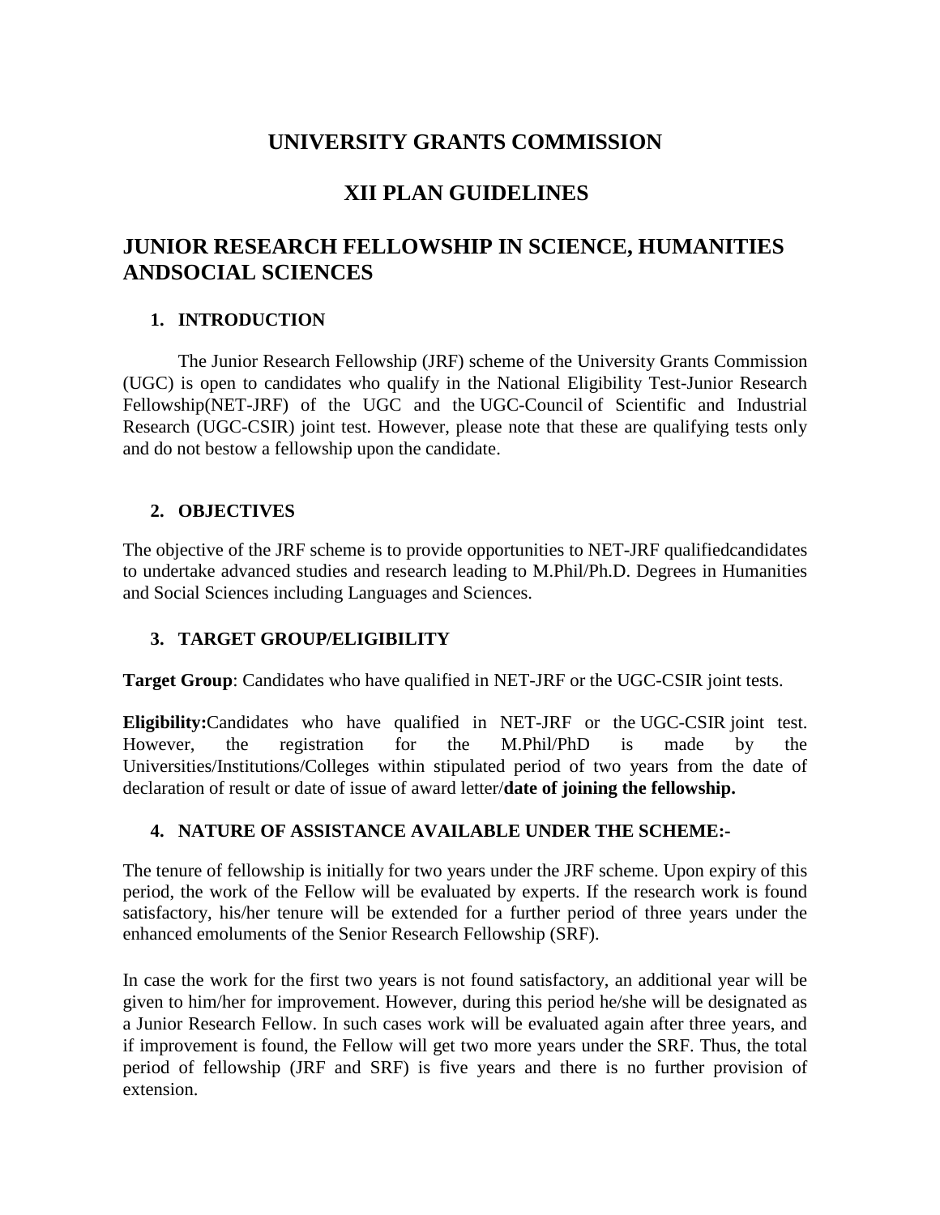# UNIVERSITY GRANTS COMMISSION

# XII PLAN GUIDELINES

## JUNIOR RESEARCH FELLOWSHIP IN SCIENCE, HUMANITIES ANDSOCIAL SCIENCES

### 1. INTRODUCTION

The Junior Research Fellowship (JRF) scheme of the University Grants Commission (UGC) is open to candidates who qualify in the National Eligibility Test-Junior Research Fellowship(NET-JRF) of the UGC and the UGC-Council of Scientific and Industrial Research (UGC-CSIR) joint test. However, please note that these are qualifying tests only and do not bestow a fellowship upon the candidate.

### 2. OBJECTIVES

The objective of the JRF scheme is to provide opportunities to NET-JRF qualifiedcandidates to undertake advanced studies and research leading to M.Phil/Ph.D. Degrees in Humanities and Social Sciences including Languages and Sciences.

### 3. TARGET GROUP/ELIGIBILITY

**Target Group**: Candidates who have qualified in NET-JRF or the UGC-CSIR joint tests.

**Eligibility:**Candidates who have qualified in NET-JRF or the UGC-CSIR joint test. However, the registration for the M.Phil/PhD is made by the Universities/Institutions/Colleges within stipulated period of two years from the date of declaration of result or date of issue of award letter/**date of joining the fellowship.**

### 4. NATURE OF ASSISTANCE AVAILABLE UNDER THE SCHEME:-

The tenure of fellowship is initially for two years under the JRF scheme. Upon expiry of this period, the work of the Fellow will be evaluated by experts. If the research work is found satisfactory, his/her tenure will be extended for a further period of three years under the enhanced emoluments of the Senior Research Fellowship (SRF).

In case the work for the first two years is not found satisfactory, an additional year will be given to him/her for improvement. However, during this period he/she will be designated as a Junior Research Fellow. In such cases work will be evaluated again after three years, and if improvement is found, the Fellow will get two more years under the SRF. Thus, the total period of fellowship (JRF and SRF) is five years and there is no further provision of extension.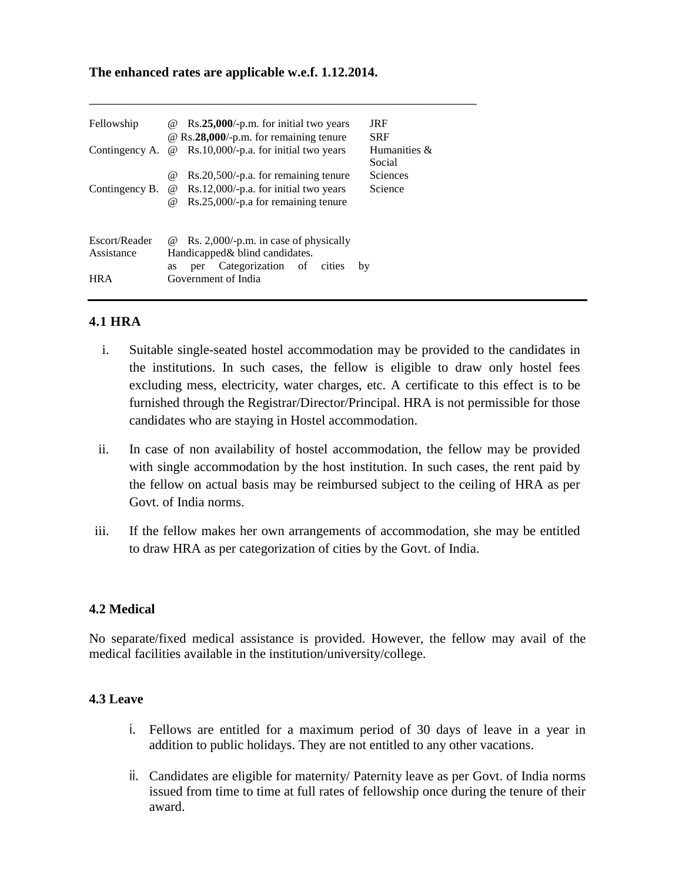**The enhanced rates are applicable w.e.f. 1.12.2014.**

| | | |
|---|---|---|
| Fellowship | @ Rs.**25,000**/-p.m. for initial two years | JRF |
| | @ Rs.**28,000**/-p.m. for remaining tenure | SRF |
| Contingency A. | @ Rs.10,000/-p.a. for initial two years | Humanities & Social Sciences |
| | @ Rs.20,500/-p.a. for remaining tenure | |
| Contingency B. | @ Rs.12,000/-p.a. for initial two years | Science |
| | @ Rs.25,000/-p.a for remaining tenure | |
| Escort/Reader Assistance | @ Rs. 2,000/-p.m. in case of physically Handicapped& blind candidates. | |
| HRA | as per Categorization of cities by Government of India | |

## 4.1 HRA

i. Suitable single-seated hostel accommodation may be provided to the candidates in the institutions. In such cases, the fellow is eligible to draw only hostel fees excluding mess, electricity, water charges, etc. A certificate to this effect is to be furnished through the Registrar/Director/Principal. HRA is not permissible for those candidates who are staying in Hostel accommodation.

ii. In case of non availability of hostel accommodation, the fellow may be provided with single accommodation by the host institution. In such cases, the rent paid by the fellow on actual basis may be reimbursed subject to the ceiling of HRA as per Govt. of India norms.

iii. If the fellow makes her own arrangements of accommodation, she may be entitled to draw HRA as per categorization of cities by the Govt. of India.

### 4.2 Medical

No separate/fixed medical assistance is provided. However, the fellow may avail of the medical facilities available in the institution/university/college.

### 4.3 Leave

i. Fellows are entitled for a maximum period of 30 days of leave in a year in addition to public holidays. They are not entitled to any other vacations.

ii. Candidates are eligible for maternity/ Paternity leave as per Govt. of India norms issued from time to time at full rates of fellowship once during the tenure of their award.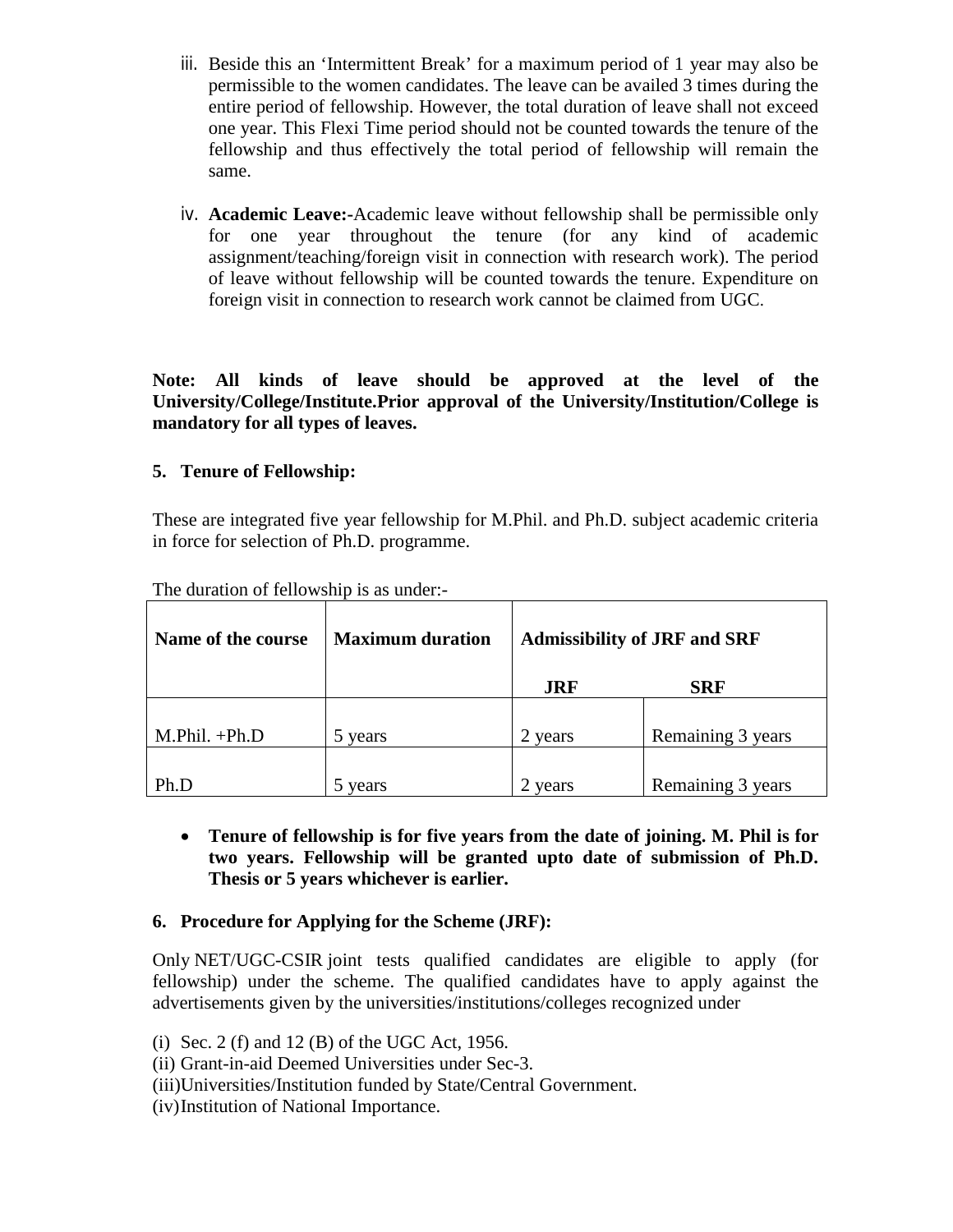iii. Beside this an 'Intermittent Break' for a maximum period of 1 year may also be permissible to the women candidates. The leave can be availed 3 times during the entire period of fellowship. However, the total duration of leave shall not exceed one year. This Flexi Time period should not be counted towards the tenure of the fellowship and thus effectively the total period of fellowship will remain the same.

iv. **Academic Leave:-**Academic leave without fellowship shall be permissible only for one year throughout the tenure (for any kind of academic assignment/teaching/foreign visit in connection with research work). The period of leave without fellowship will be counted towards the tenure. Expenditure on foreign visit in connection to research work cannot be claimed from UGC.

**Note: All kinds of leave should be approved at the level of the University/College/Institute.Prior approval of the University/Institution/College is mandatory for all types of leaves.**

## 5. Tenure of Fellowship:

These are integrated five year fellowship for M.Phil. and Ph.D. subject academic criteria in force for selection of Ph.D. programme.

The duration of fellowship is as under:-

| Name of the course | Maximum duration | Admissibility of JRF and SRF | |
|---|---|---|---|
| | | JRF | SRF |
| M.Phil. +Ph.D | 5 years | 2 years | Remaining 3 years |
| Ph.D | 5 years | 2 years | Remaining 3 years |

- **Tenure of fellowship is for five years from the date of joining. M. Phil is for two years. Fellowship will be granted upto date of submission of Ph.D. Thesis or 5 years whichever is earlier.**

## 6. Procedure for Applying for the Scheme (JRF):

Only NET/UGC-CSIR joint tests qualified candidates are eligible to apply (for fellowship) under the scheme. The qualified candidates have to apply against the advertisements given by the universities/institutions/colleges recognized under

(i) Sec. 2 (f) and 12 (B) of the UGC Act, 1956.
(ii) Grant-in-aid Deemed Universities under Sec-3.
(iii) Universities/Institution funded by State/Central Government.
(iv) Institution of National Importance.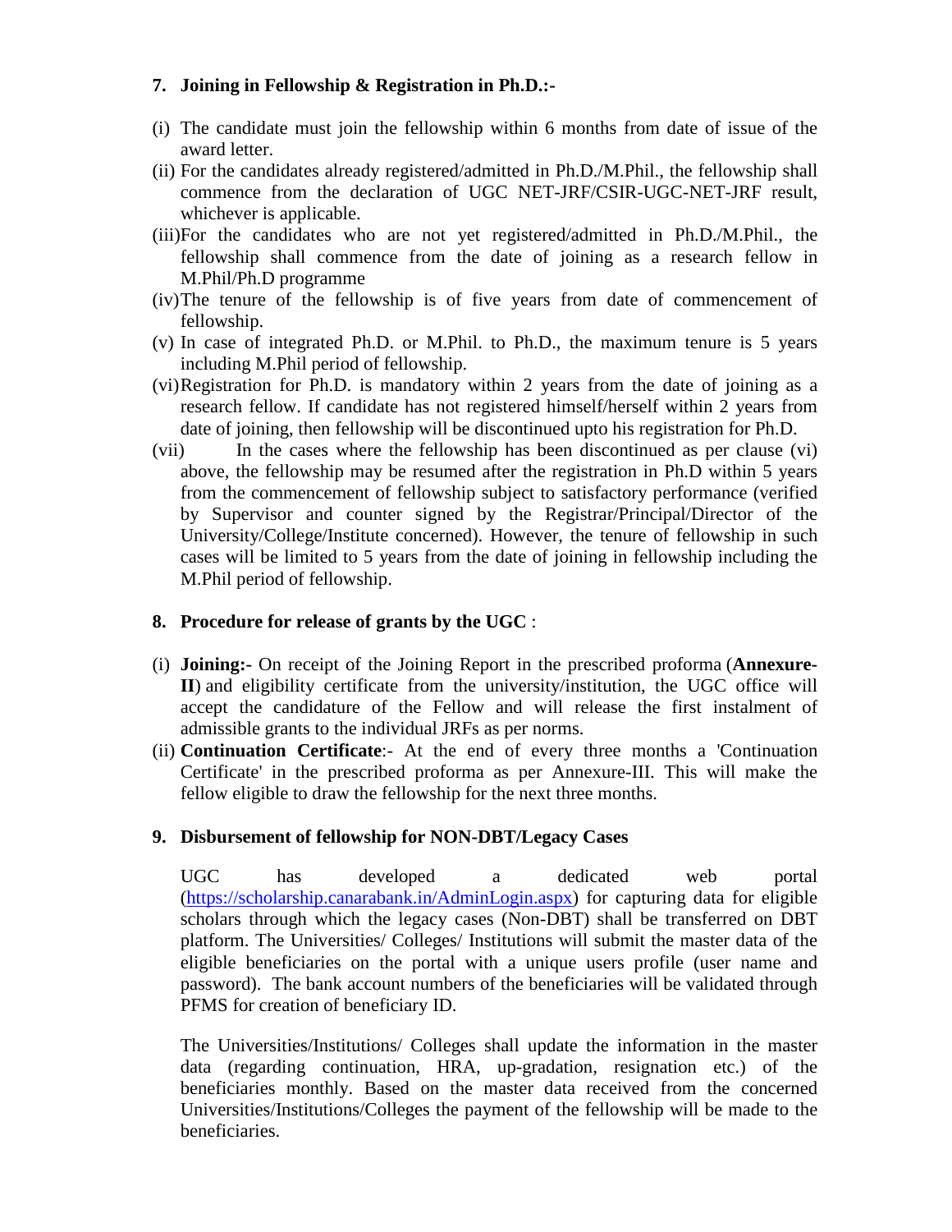## 7. Joining in Fellowship & Registration in Ph.D.:-

(i) The candidate must join the fellowship within 6 months from date of issue of the award letter.

(ii) For the candidates already registered/admitted in Ph.D./M.Phil., the fellowship shall commence from the declaration of UGC NET-JRF/CSIR-UGC-NET-JRF result, whichever is applicable.

(iii) For the candidates who are not yet registered/admitted in Ph.D./M.Phil., the fellowship shall commence from the date of joining as a research fellow in M.Phil/Ph.D programme

(iv) The tenure of the fellowship is of five years from date of commencement of fellowship.

(v) In case of integrated Ph.D. or M.Phil. to Ph.D., the maximum tenure is 5 years including M.Phil period of fellowship.

(vi) Registration for Ph.D. is mandatory within 2 years from the date of joining as a research fellow. If candidate has not registered himself/herself within 2 years from date of joining, then fellowship will be discontinued upto his registration for Ph.D.

(vii) In the cases where the fellowship has been discontinued as per clause (vi) above, the fellowship may be resumed after the registration in Ph.D within 5 years from the commencement of fellowship subject to satisfactory performance (verified by Supervisor and counter signed by the Registrar/Principal/Director of the University/College/Institute concerned). However, the tenure of fellowship in such cases will be limited to 5 years from the date of joining in fellowship including the M.Phil period of fellowship.

## 8. Procedure for release of grants by the UGC :

(i) **Joining:-** On receipt of the Joining Report in the prescribed proforma (**Annexure-II**) and eligibility certificate from the university/institution, the UGC office will accept the candidature of the Fellow and will release the first instalment of admissible grants to the individual JRFs as per norms.

(ii) **Continuation Certificate**:- At the end of every three months a 'Continuation Certificate' in the prescribed proforma as per Annexure-III. This will make the fellow eligible to draw the fellowship for the next three months.

## 9. Disbursement of fellowship for NON-DBT/Legacy Cases

UGC has developed a dedicated web portal (https://scholarship.canarabank.in/AdminLogin.aspx) for capturing data for eligible scholars through which the legacy cases (Non-DBT) shall be transferred on DBT platform. The Universities/ Colleges/ Institutions will submit the master data of the eligible beneficiaries on the portal with a unique users profile (user name and password). The bank account numbers of the beneficiaries will be validated through PFMS for creation of beneficiary ID.

The Universities/Institutions/ Colleges shall update the information in the master data (regarding continuation, HRA, up-gradation, resignation etc.) of the beneficiaries monthly. Based on the master data received from the concerned Universities/Institutions/Colleges the payment of the fellowship will be made to the beneficiaries.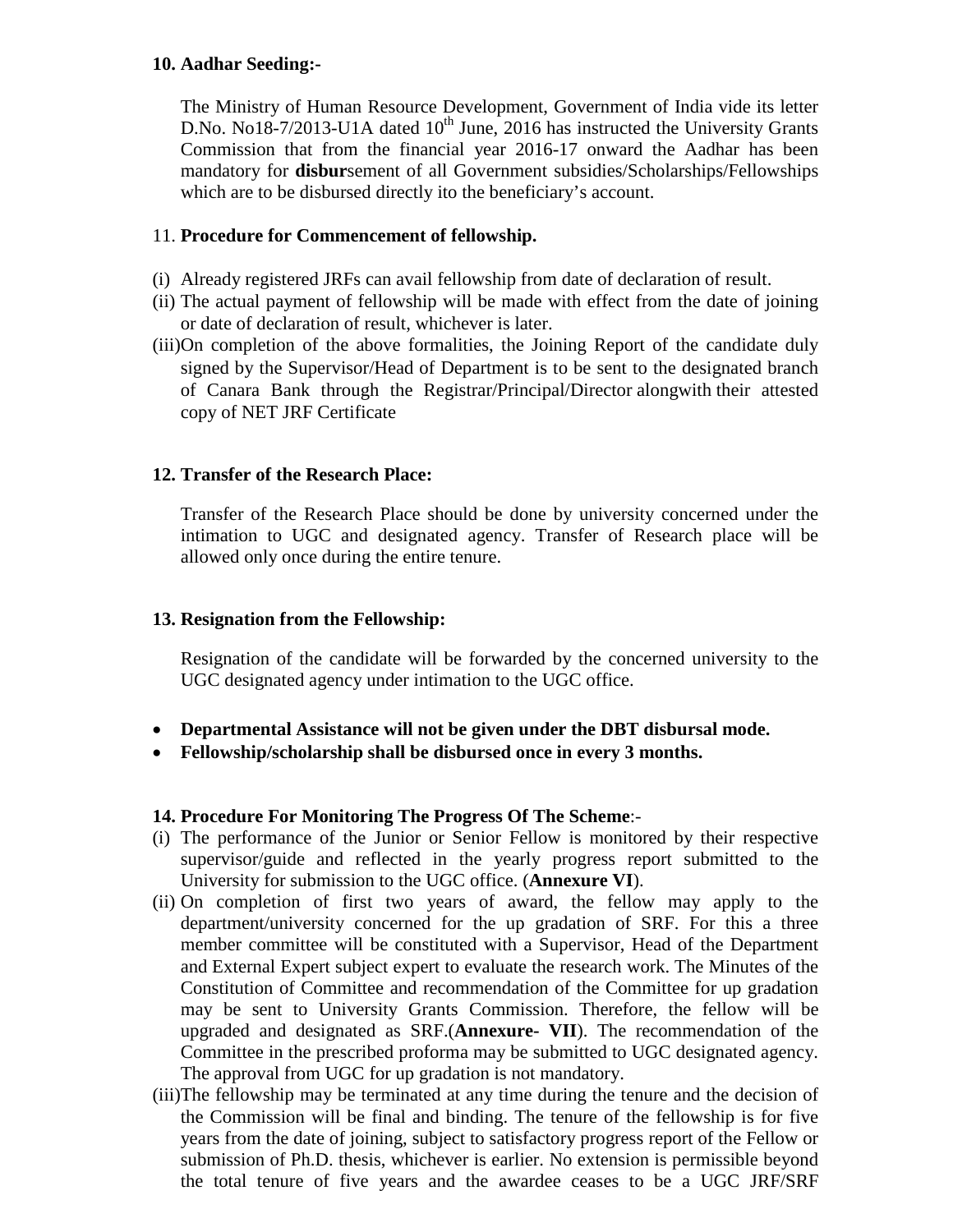**10. Aadhar Seeding:-**

The Ministry of Human Resource Development, Government of India vide its letter D.No. No18-7/2013-U1A dated 10th June, 2016 has instructed the University Grants Commission that from the financial year 2016-17 onward the Aadhar has been mandatory for **disbur**sement of all Government subsidies/Scholarships/Fellowships which are to be disbursed directly ito the beneficiary's account.

11. **Procedure for Commencement of fellowship.**

(i) Already registered JRFs can avail fellowship from date of declaration of result.
(ii) The actual payment of fellowship will be made with effect from the date of joining or date of declaration of result, whichever is later.
(iii) On completion of the above formalities, the Joining Report of the candidate duly signed by the Supervisor/Head of Department is to be sent to the designated branch of Canara Bank through the Registrar/Principal/Director alongwith their attested copy of NET JRF Certificate

**12. Transfer of the Research Place:**

Transfer of the Research Place should be done by university concerned under the intimation to UGC and designated agency. Transfer of Research place will be allowed only once during the entire tenure.

**13. Resignation from the Fellowship:**

Resignation of the candidate will be forwarded by the concerned university to the UGC designated agency under intimation to the UGC office.

- **Departmental Assistance will not be given under the DBT disbursal mode.**
- **Fellowship/scholarship shall be disbursed once in every 3 months.**

**14. Procedure For Monitoring The Progress Of The Scheme**:-

(i) The performance of the Junior or Senior Fellow is monitored by their respective supervisor/guide and reflected in the yearly progress report submitted to the University for submission to the UGC office. (**Annexure VI**).
(ii) On completion of first two years of award, the fellow may apply to the department/university concerned for the up gradation of SRF. For this a three member committee will be constituted with a Supervisor, Head of the Department and External Expert subject expert to evaluate the research work. The Minutes of the Constitution of Committee and recommendation of the Committee for up gradation may be sent to University Grants Commission. Therefore, the fellow will be upgraded and designated as SRF.(**Annexure- VII**). The recommendation of the Committee in the prescribed proforma may be submitted to UGC designated agency. The approval from UGC for up gradation is not mandatory.
(iii) The fellowship may be terminated at any time during the tenure and the decision of the Commission will be final and binding. The tenure of the fellowship is for five years from the date of joining, subject to satisfactory progress report of the Fellow or submission of Ph.D. thesis, whichever is earlier. No extension is permissible beyond the total tenure of five years and the awardee ceases to be a UGC JRF/SRF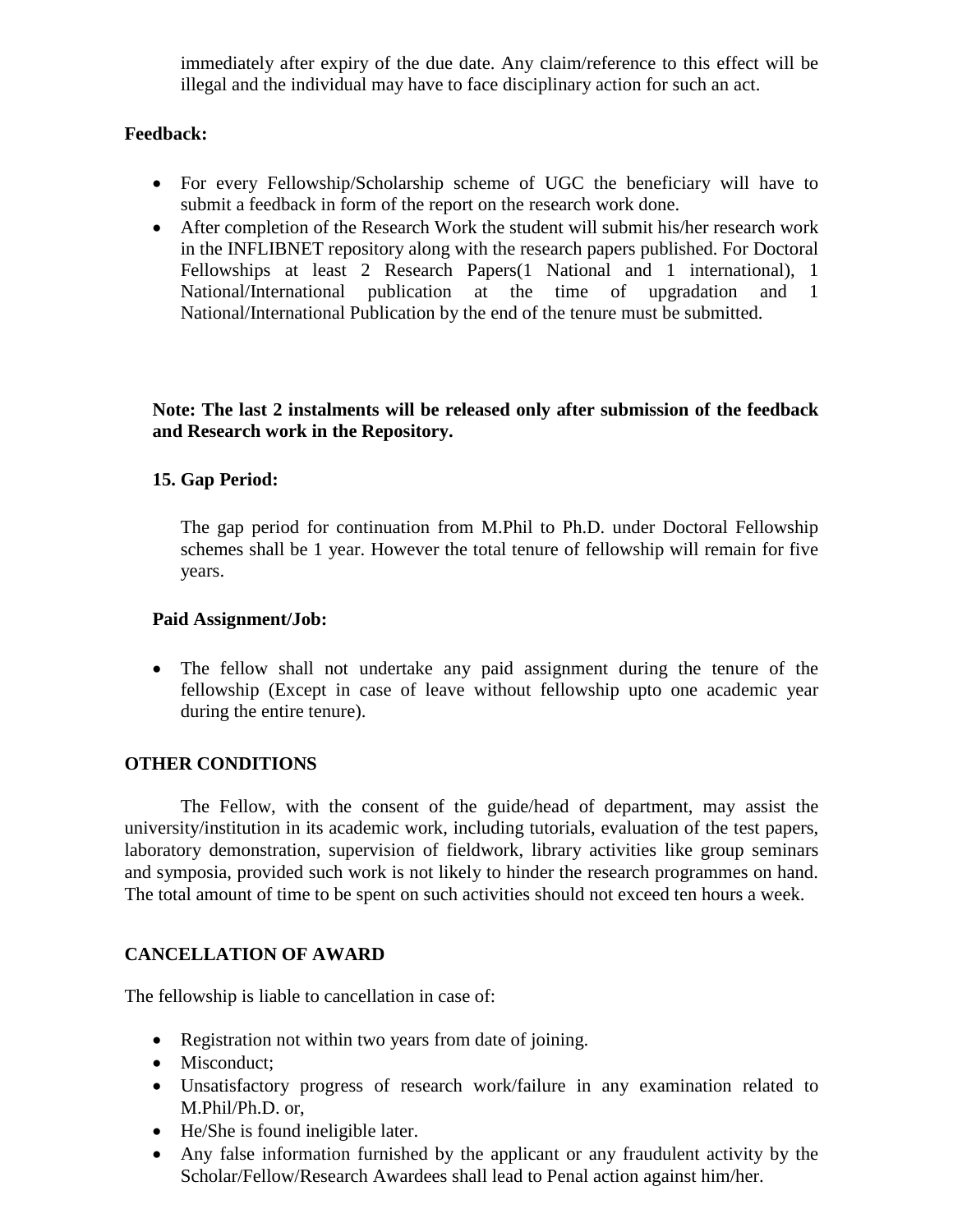immediately after expiry of the due date. Any claim/reference to this effect will be illegal and the individual may have to face disciplinary action for such an act.

**Feedback:**

- For every Fellowship/Scholarship scheme of UGC the beneficiary will have to submit a feedback in form of the report on the research work done.
- After completion of the Research Work the student will submit his/her research work in the INFLIBNET repository along with the research papers published. For Doctoral Fellowships at least 2 Research Papers(1 National and 1 international), 1 National/International publication at the time of upgradation and 1 National/International Publication by the end of the tenure must be submitted.

**Note: The last 2 instalments will be released only after submission of the feedback and Research work in the Repository.**

**15. Gap Period:**

The gap period for continuation from M.Phil to Ph.D. under Doctoral Fellowship schemes shall be 1 year. However the total tenure of fellowship will remain for five years.

**Paid Assignment/Job:**

- The fellow shall not undertake any paid assignment during the tenure of the fellowship (Except in case of leave without fellowship upto one academic year during the entire tenure).

**OTHER CONDITIONS**

The Fellow, with the consent of the guide/head of department, may assist the university/institution in its academic work, including tutorials, evaluation of the test papers, laboratory demonstration, supervision of fieldwork, library activities like group seminars and symposia, provided such work is not likely to hinder the research programmes on hand. The total amount of time to be spent on such activities should not exceed ten hours a week.

**CANCELLATION OF AWARD**

The fellowship is liable to cancellation in case of:

- Registration not within two years from date of joining.
- Misconduct;
- Unsatisfactory progress of research work/failure in any examination related to M.Phil/Ph.D. or,
- He/She is found ineligible later.
- Any false information furnished by the applicant or any fraudulent activity by the Scholar/Fellow/Research Awardees shall lead to Penal action against him/her.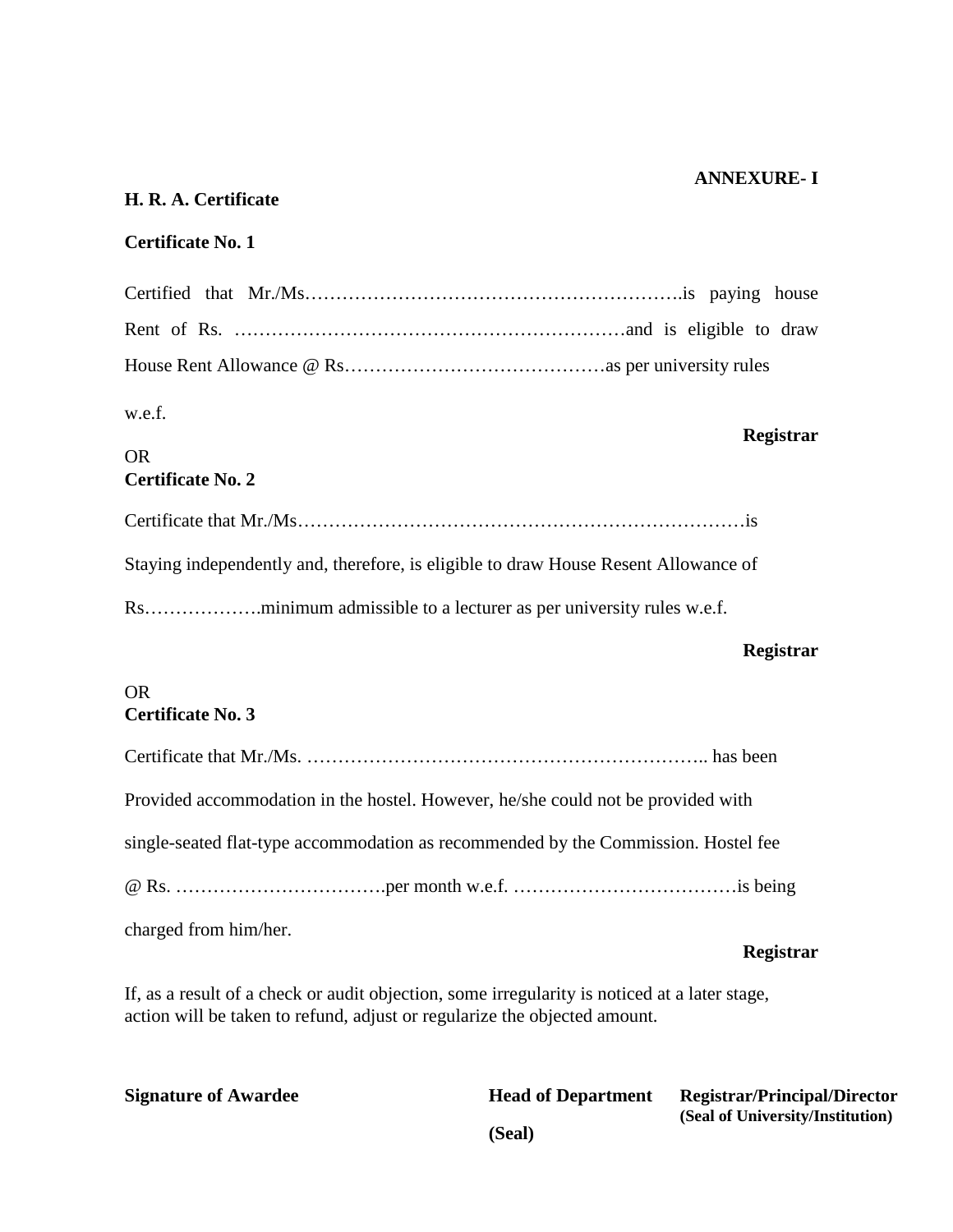**ANNEXURE- I**

**H. R. A. Certificate**

**Certificate No. 1**

Certified that Mr./Ms…………………………………………………….is paying house Rent of Rs. ………………………………………………………and is eligible to draw House Rent Allowance @ Rs……………………………………as per university rules

w.e.f.

**Registrar**

OR

**Certificate No. 2**

Certificate that Mr./Ms………………………………………………………………is Staying independently and, therefore, is eligible to draw House Resent Allowance of Rs……………….minimum admissible to a lecturer as per university rules w.e.f.

**Registrar**

OR

**Certificate No. 3**

Certificate that Mr./Ms. ……………………………………………………….. has been Provided accommodation in the hostel. However, he/she could not be provided with single-seated flat-type accommodation as recommended by the Commission. Hostel fee @ Rs. …………………………….per month w.e.f. ………………………………is being charged from him/her.

**Registrar**

If, as a result of a check or audit objection, some irregularity is noticed at a later stage, action will be taken to refund, adjust or regularize the objected amount.

**Signature of Awardee**

**Head of Department**

**(Seal)**

**Registrar/Principal/Director**
**(Seal of University/Institution)**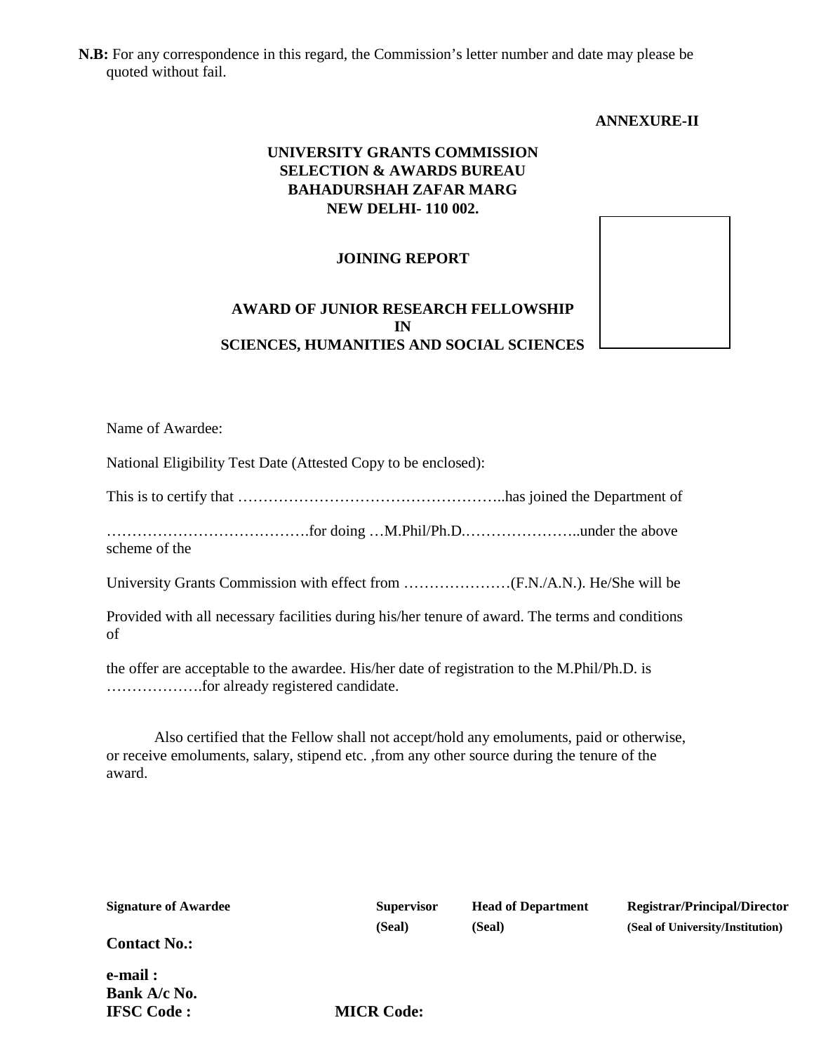**N.B:** For any correspondence in this regard, the Commission's letter number and date may please be quoted without fail.

**ANNEXURE-II**

**UNIVERSITY GRANTS COMMISSION**
**SELECTION & AWARDS BUREAU**
**BAHADURSHAH ZAFAR MARG**
**NEW DELHI- 110 002.**

**JOINING REPORT**

**AWARD OF JUNIOR RESEARCH FELLOWSHIP**
**IN**
**SCIENCES, HUMANITIES AND SOCIAL SCIENCES**

Name of Awardee:

National Eligibility Test Date (Attested Copy to be enclosed):

This is to certify that ……………………………………………..has joined the Department of

………………………………….for doing …M.Phil/Ph.D.…………………..under the above scheme of the

University Grants Commission with effect from …………………(F.N./A.N.). He/She will be

Provided with all necessary facilities during his/her tenure of award. The terms and conditions of

the offer are acceptable to the awardee. His/her date of registration to the M.Phil/Ph.D. is ……………….for already registered candidate.

Also certified that the Fellow shall not accept/hold any emoluments, paid or otherwise, or receive emoluments, salary, stipend etc. ,from any other source during the tenure of the award.

| **Signature of Awardee** | **Supervisor (Seal)** | **Head of Department (Seal)** | **Registrar/Principal/Director (Seal of University/Institution)** |
|---|---|---|---|

**Contact No.:**

**e-mail :**
**Bank A/c No.**
**IFSC Code :** **MICR Code:**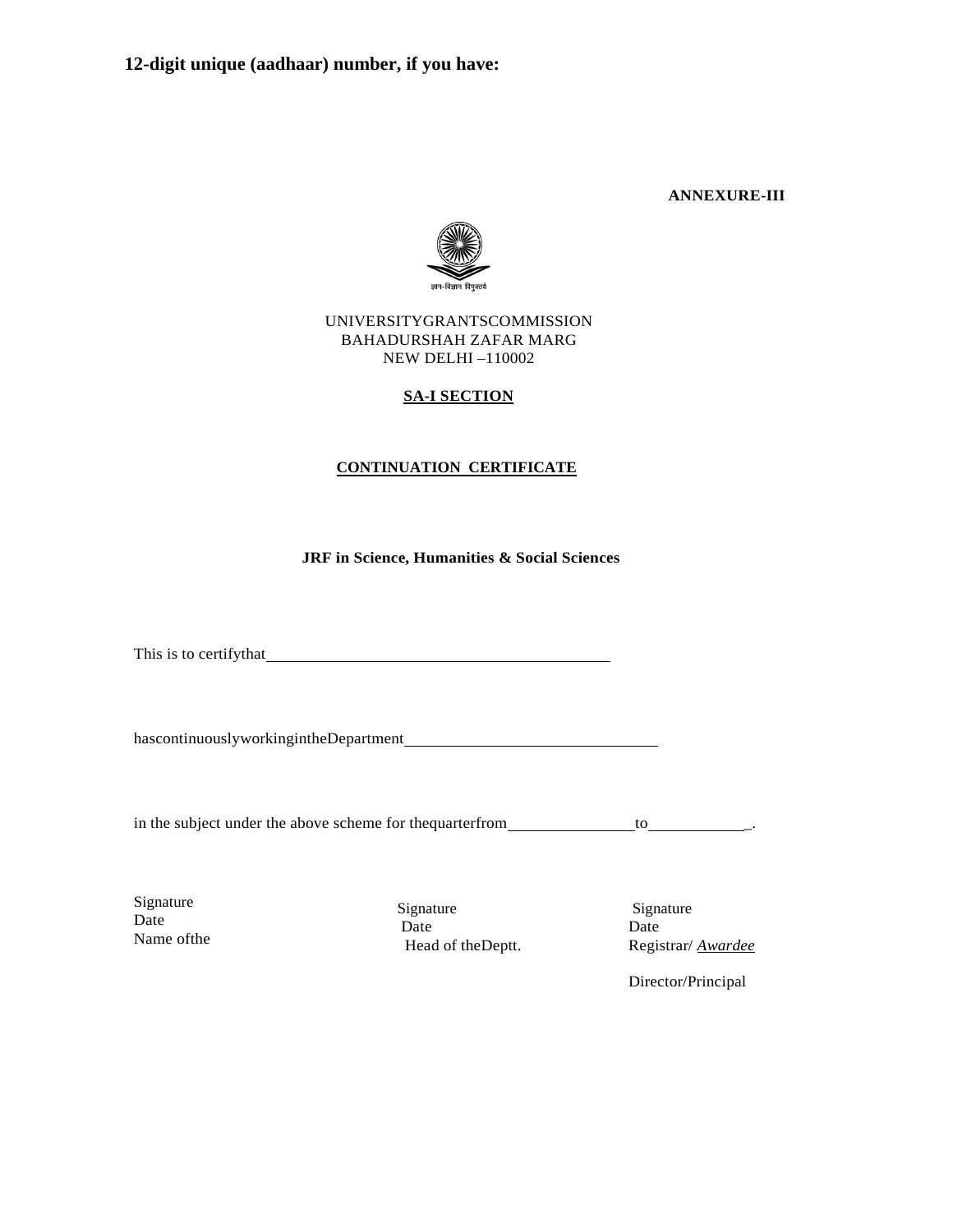**12-digit unique (aadhaar) number, if you have:**

**ANNEXURE-III**

ज्ञान-विज्ञान विमुक्तये

UNIVERSITYGRANTSCOMMISSION
BAHADURSHAH ZAFAR MARG
NEW DELHI –110002

**SA-I SECTION**

**CONTINUATION CERTIFICATE**

**JRF in Science, Humanities & Social Sciences**

This is to certifythat\_\_\_\_\_\_\_\_\_\_\_\_\_\_\_\_\_\_\_\_\_\_\_\_\_\_\_\_\_\_\_\_\_\_\_\_\_\_\_\_

hascontinuouslyworkingintheDepartment\_\_\_\_\_\_\_\_\_\_\_\_\_\_\_\_\_\_\_\_\_\_\_\_\_\_\_\_\_\_

in the subject under the above scheme for thequarterfrom\_\_\_\_\_\_\_\_\_\_\_\_\_\_\_to\_\_\_\_\_\_\_\_\_\_\_\_\_.

| | | |
|---|---|---|
| Signature | Signature | Signature |
| Date | Date | Date |
| Name ofthe | Head of theDeptt. | Registrar/ *Awardee* |
| | | Director/Principal |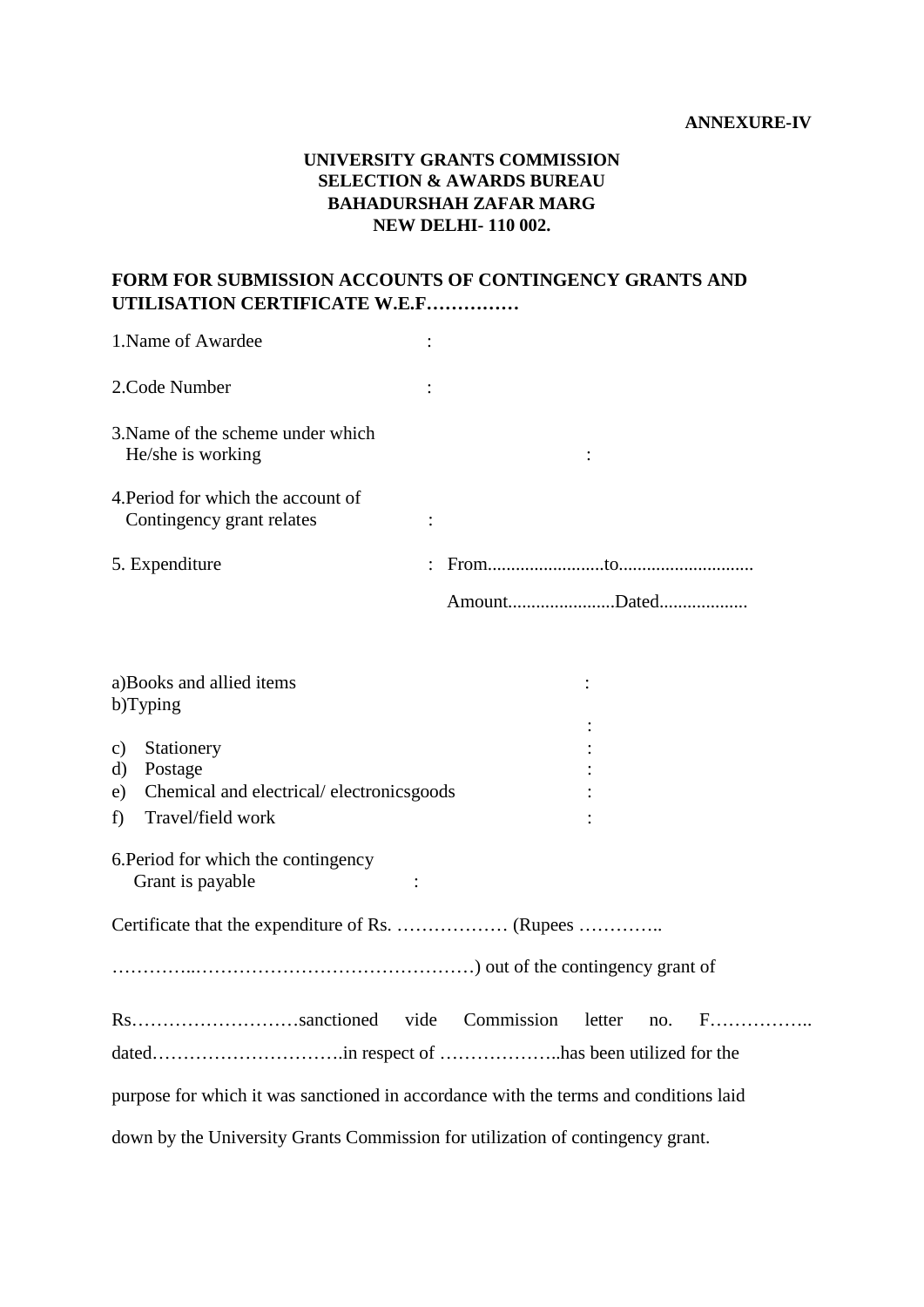**ANNEXURE-IV**

**UNIVERSITY GRANTS COMMISSION**
**SELECTION & AWARDS BUREAU**
**BAHADURSHAH ZAFAR MARG**
**NEW DELHI- 110 002.**

**FORM FOR SUBMISSION ACCOUNTS OF CONTINGENCY GRANTS AND UTILISATION CERTIFICATE W.E.F……………**

1.Name of Awardee :

2.Code Number :

3.Name of the scheme under which He/she is working :

4.Period for which the account of Contingency grant relates :

5. Expenditure : From.........................to............................

Amount.......................Dated...................

a)Books and allied items :

b)Typing :

c) Stationery :

d) Postage :

e) Chemical and electrical/ electronicsgoods :

f) Travel/field work :

6.Period for which the contingency Grant is payable :

Certificate that the expenditure of Rs. ……………… (Rupees …………..

…………..………………………………………) out of the contingency grant of

Rs………………………sanctioned vide Commission letter no. F…………….. dated………………………….in respect of ………………..has been utilized for the purpose for which it was sanctioned in accordance with the terms and conditions laid down by the University Grants Commission for utilization of contingency grant.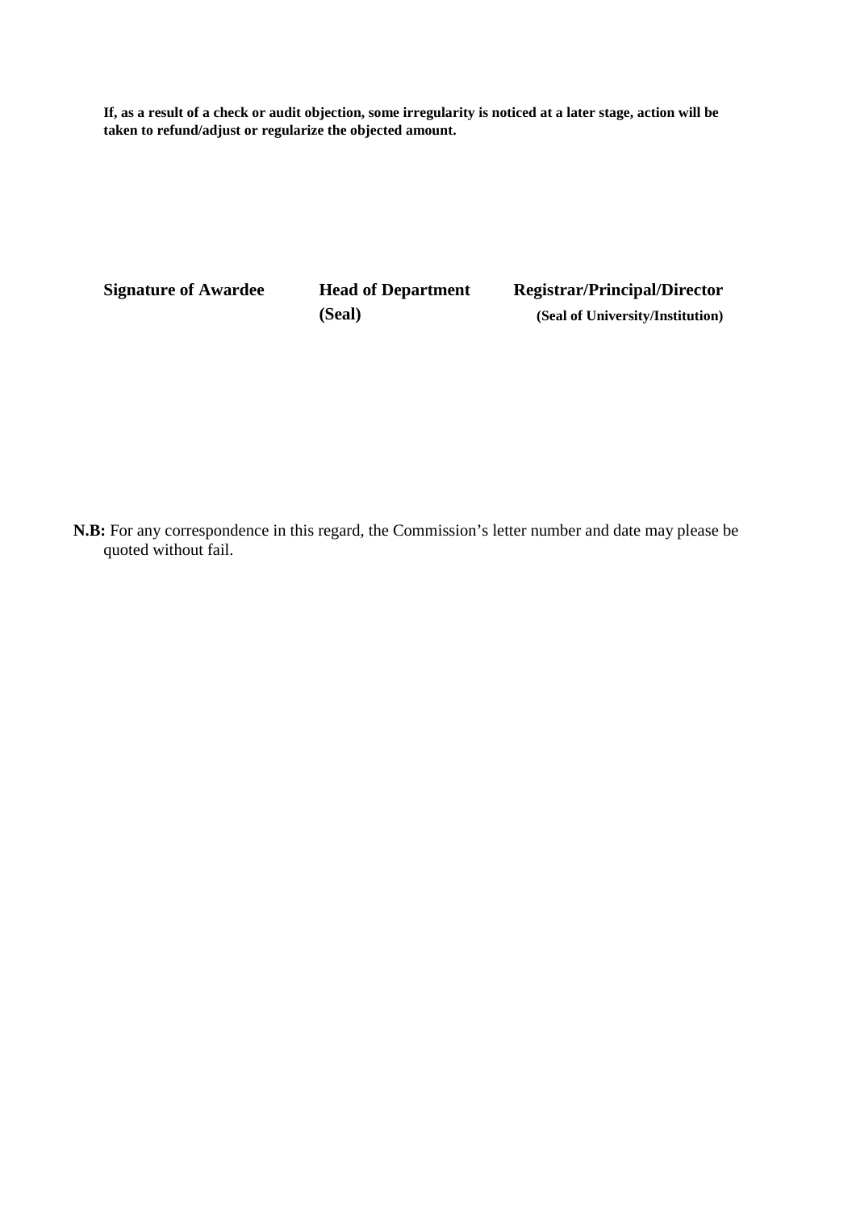**If, as a result of a check or audit objection, some irregularity is noticed at a later stage, action will be taken to refund/adjust or regularize the objected amount.**

| **Signature of Awardee** | **Head of Department** | **Registrar/Principal/Director** |
|---|---|---|
| | **(Seal)** | **(Seal of University/Institution)** |

**N.B:** For any correspondence in this regard, the Commission's letter number and date may please be quoted without fail.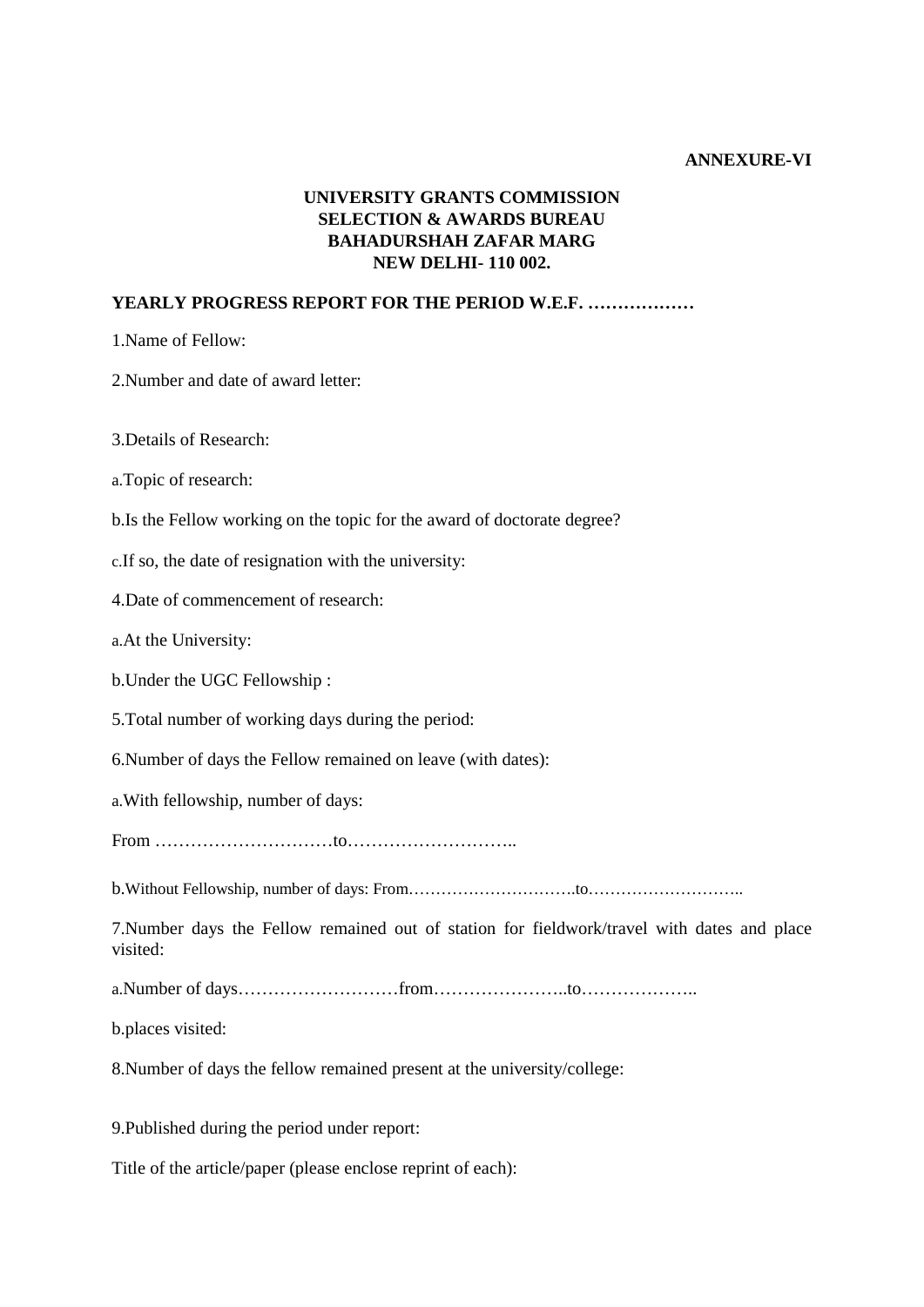**ANNEXURE-VI**

**UNIVERSITY GRANTS COMMISSION**
**SELECTION & AWARDS BUREAU**
**BAHADURSHAH ZAFAR MARG**
**NEW DELHI- 110 002.**

**YEARLY PROGRESS REPORT FOR THE PERIOD W.E.F. ………………**

1.Name of Fellow:

2.Number and date of award letter:

3.Details of Research:

a.Topic of research:

b.Is the Fellow working on the topic for the award of doctorate degree?

c.If so, the date of resignation with the university:

4.Date of commencement of research:

a.At the University:

b.Under the UGC Fellowship :

5.Total number of working days during the period:

6.Number of days the Fellow remained on leave (with dates):

a.With fellowship, number of days:

From …………………………to………………………..

b.Without Fellowship, number of days: From………………………….to………………………..

7.Number days the Fellow remained out of station for fieldwork/travel with dates and place visited:

a.Number of days………………………from…………………..to………………..

b.places visited:

8.Number of days the fellow remained present at the university/college:

9.Published during the period under report:

Title of the article/paper (please enclose reprint of each):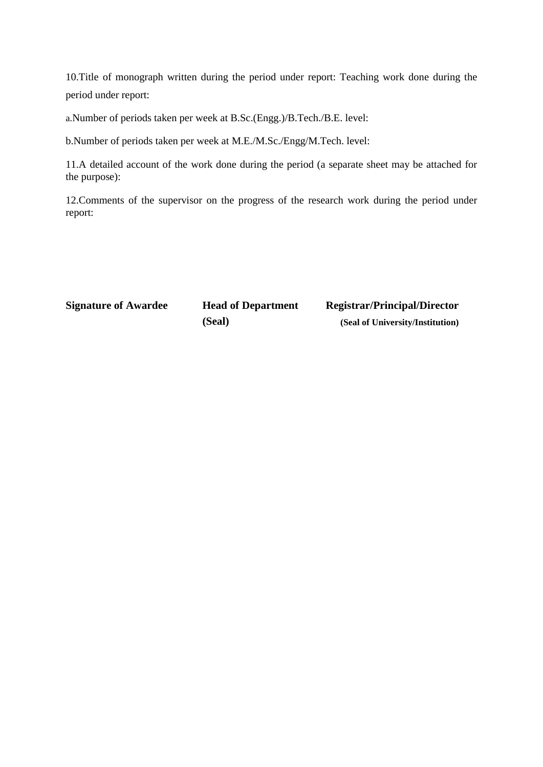10.Title of monograph written during the period under report: Teaching work done during the period under report:

a.Number of periods taken per week at B.Sc.(Engg.)/B.Tech./B.E. level:

b.Number of periods taken per week at M.E./M.Sc./Engg/M.Tech. level:

11.A detailed account of the work done during the period (a separate sheet may be attached for the purpose):

12.Comments of the supervisor on the progress of the research work during the period under report:

| **Signature of Awardee** | **Head of Department** | **Registrar/Principal/Director** |
| --- | --- | --- |
| | **(Seal)** | **(Seal of University/Institution)** |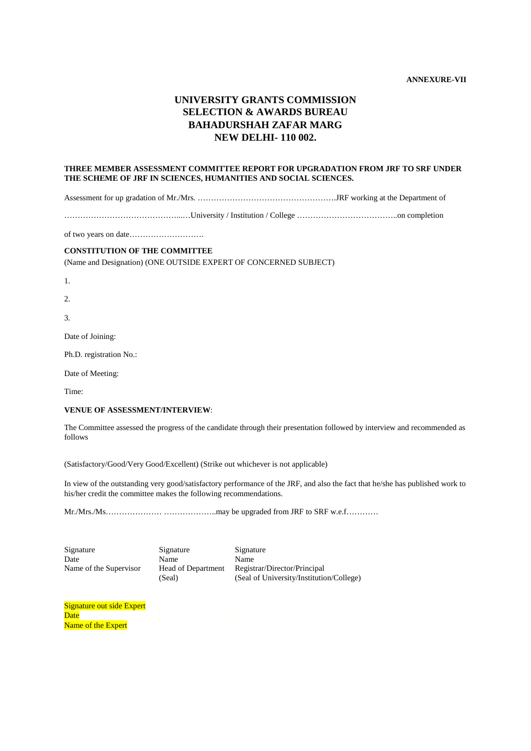**ANNEXURE-VII**

# UNIVERSITY GRANTS COMMISSION
# SELECTION & AWARDS BUREAU
# BAHADURSHAH ZAFAR MARG
# NEW DELHI- 110 002.

**THREE MEMBER ASSESSMENT COMMITTEE REPORT FOR UPGRADATION FROM JRF TO SRF UNDER THE SCHEME OF JRF IN SCIENCES, HUMANITIES AND SOCIAL SCIENCES.**

Assessment for up gradation of Mr./Mrs. …………………………………………….JRF working at the Department of

……………………………………...…University / Institution / College ………………………………..on completion

of two years on date……………………….

**CONSTITUTION OF THE COMMITTEE**

(Name and Designation) (ONE OUTSIDE EXPERT OF CONCERNED SUBJECT)

1.

2.

3.

Date of Joining:

Ph.D. registration No.:

Date of Meeting:

Time:

**VENUE OF ASSESSMENT/INTERVIEW**:

The Committee assessed the progress of the candidate through their presentation followed by interview and recommended as follows

(Satisfactory/Good/Very Good/Excellent) (Strike out whichever is not applicable)

In view of the outstanding very good/satisfactory performance of the JRF, and also the fact that he/she has published work to his/her credit the committee makes the following recommendations.

Mr./Mrs./Ms………………… ………………..may be upgraded from JRF to SRF w.e.f…………

| | | |
|---|---|---|
| Signature | Signature | Signature |
| Date | Name | Name |
| Name of the Supervisor | Head of Department | Registrar/Director/Principal |
| | (Seal) | (Seal of University/Institution/College) |

Signature out side Expert
Date
Name of the Expert